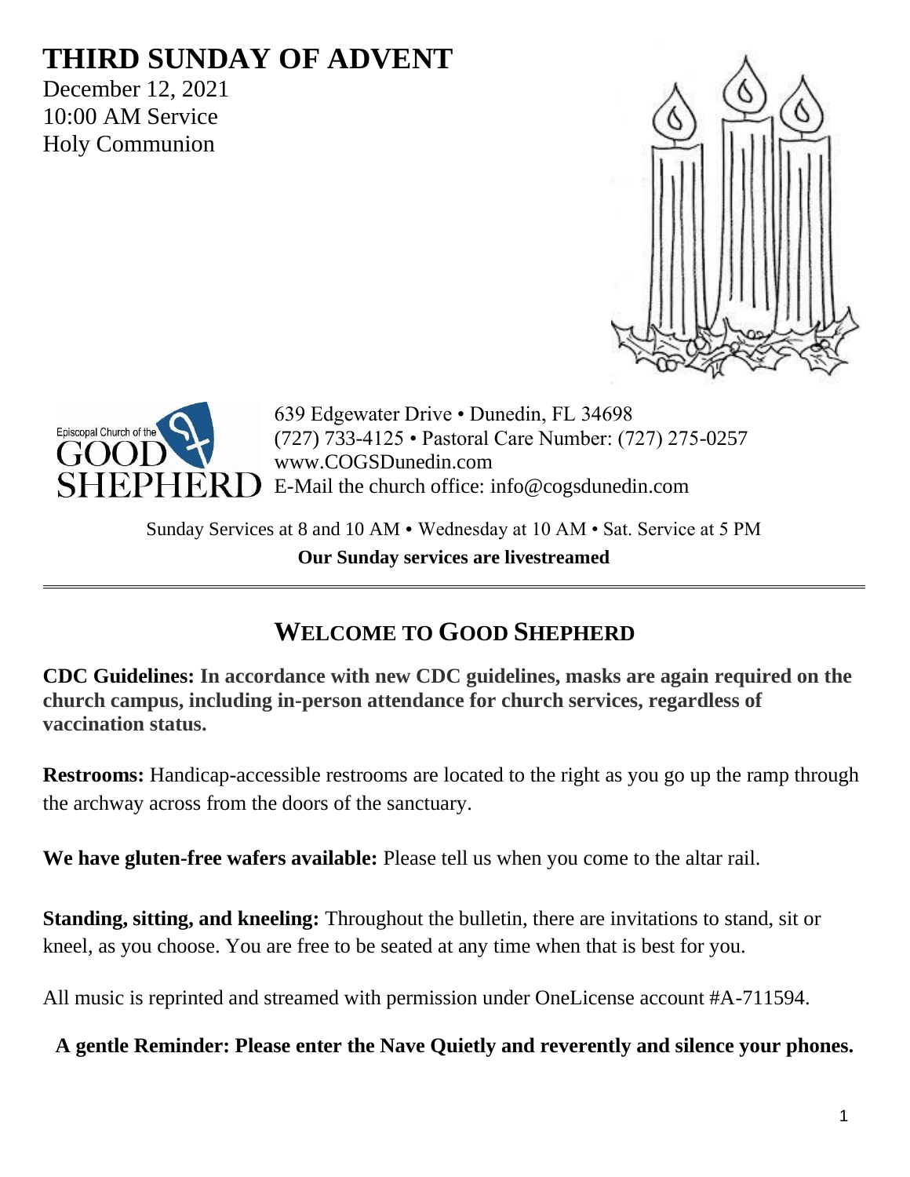# THIRD SUNDAY OF ADVENT

December 12, 2021
10:00 AM Service
Holy Communion

Episcopal Church of the GOOD SHEPHERD

639 Edgewater Drive • Dunedin, FL 34698
(727) 733-4125 • Pastoral Care Number: (727) 275-0257
www.COGSDunedin.com
E-Mail the church office: info@cogsdunedin.com

Sunday Services at 8 and 10 AM • Wednesday at 10 AM • Sat. Service at 5 PM
**Our Sunday services are livestreamed**

---

## WELCOME TO GOOD SHEPHERD

**CDC Guidelines: In accordance with new CDC guidelines, masks are again required on the church campus, including in-person attendance for church services, regardless of vaccination status.**

**Restrooms:** Handicap-accessible restrooms are located to the right as you go up the ramp through the archway across from the doors of the sanctuary.

**We have gluten-free wafers available:** Please tell us when you come to the altar rail.

**Standing, sitting, and kneeling:** Throughout the bulletin, there are invitations to stand, sit or kneel, as you choose. You are free to be seated at any time when that is best for you.

All music is reprinted and streamed with permission under OneLicense account #A-711594.

**A gentle Reminder: Please enter the Nave Quietly and reverently and silence your phones.**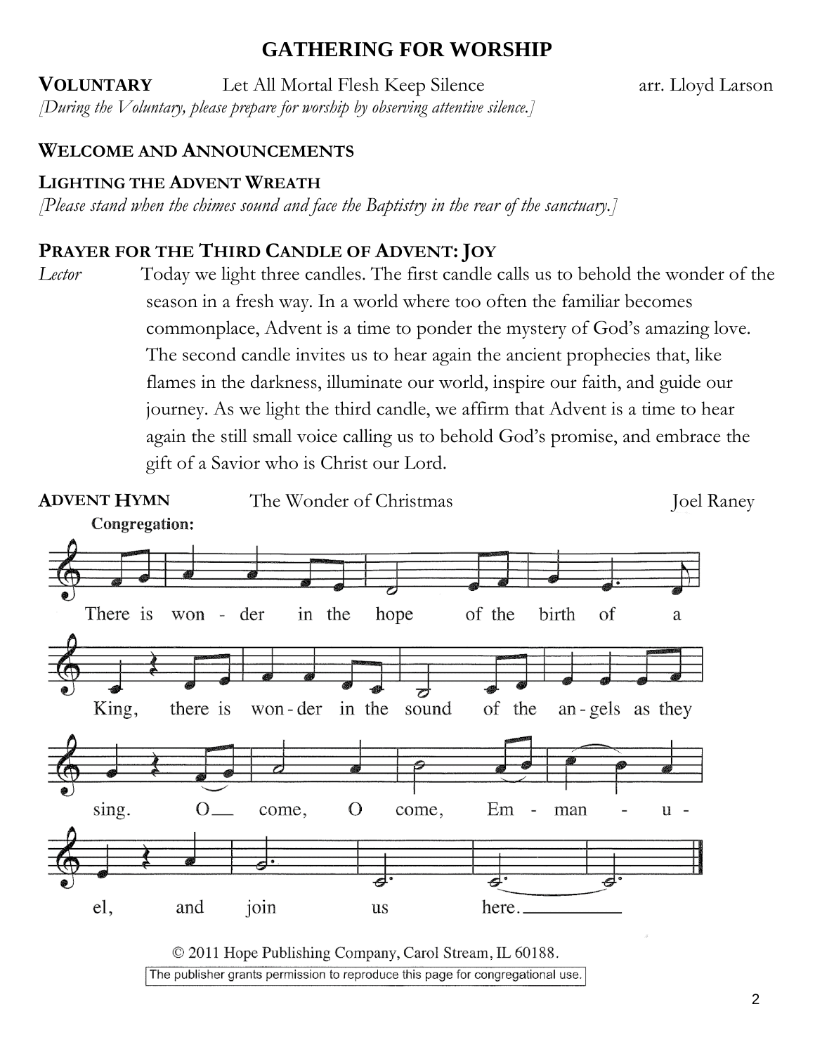# GATHERING FOR WORSHIP

**VOLUNTARY** Let All Mortal Flesh Keep Silence arr. Lloyd Larson

*[During the Voluntary, please prepare for worship by observing attentive silence.]*

**WELCOME AND ANNOUNCEMENTS**

**LIGHTING THE ADVENT WREATH**

*[Please stand when the chimes sound and face the Baptistry in the rear of the sanctuary.]*

**PRAYER FOR THE THIRD CANDLE OF ADVENT: JOY**

*Lector* Today we light three candles. The first candle calls us to behold the wonder of the season in a fresh way. In a world where too often the familiar becomes commonplace, Advent is a time to ponder the mystery of God's amazing love. The second candle invites us to hear again the ancient prophecies that, like flames in the darkness, illuminate our world, inspire our faith, and guide our journey. As we light the third candle, we affirm that Advent is a time to hear again the still small voice calling us to behold God's promise, and embrace the gift of a Savior who is Christ our Lord.

**ADVENT HYMN** The Wonder of Christmas Joel Raney

**Congregation:**

There is wonder in the hope of the birth of a King, there is wonder in the sound of the angels as they sing. O come, O come, Emmanuel, and join us here.

© 2011 Hope Publishing Company, Carol Stream, IL 60188.

The publisher grants permission to reproduce this page for congregational use.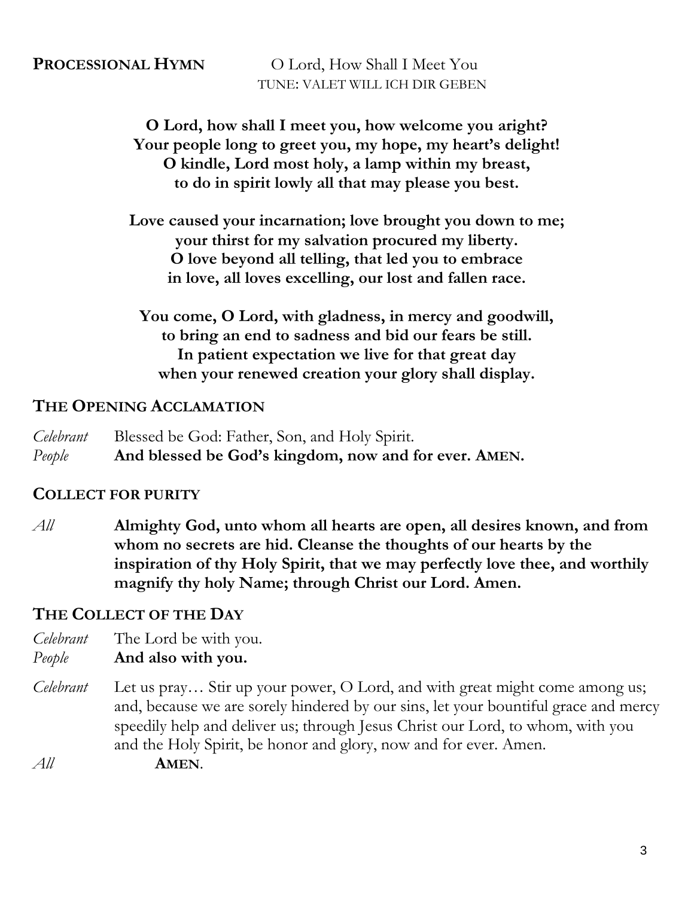**PROCESSIONAL HYMN** O Lord, How Shall I Meet You
TUNE: VALET WILL ICH DIR GEBEN

**O Lord, how shall I meet you, how welcome you aright?**
**Your people long to greet you, my hope, my heart's delight!**
**O kindle, Lord most holy, a lamp within my breast,**
**to do in spirit lowly all that may please you best.**

**Love caused your incarnation; love brought you down to me;**
**your thirst for my salvation procured my liberty.**
**O love beyond all telling, that led you to embrace**
**in love, all loves excelling, our lost and fallen race.**

**You come, O Lord, with gladness, in mercy and goodwill,**
**to bring an end to sadness and bid our fears be still.**
**In patient expectation we live for that great day**
**when your renewed creation your glory shall display.**

## THE OPENING ACCLAMATION

*Celebrant* Blessed be God: Father, Son, and Holy Spirit.
*People* **And blessed be God's kingdom, now and for ever. AMEN.**

## COLLECT FOR PURITY

*All* **Almighty God, unto whom all hearts are open, all desires known, and from whom no secrets are hid. Cleanse the thoughts of our hearts by the inspiration of thy Holy Spirit, that we may perfectly love thee, and worthily magnify thy holy Name; through Christ our Lord. Amen.**

## THE COLLECT OF THE DAY

*Celebrant* The Lord be with you.
*People* **And also with you.**

*Celebrant* Let us pray… Stir up your power, O Lord, and with great might come among us; and, because we are sorely hindered by our sins, let your bountiful grace and mercy speedily help and deliver us; through Jesus Christ our Lord, to whom, with you and the Holy Spirit, be honor and glory, now and for ever. Amen.
*All* **AMEN**.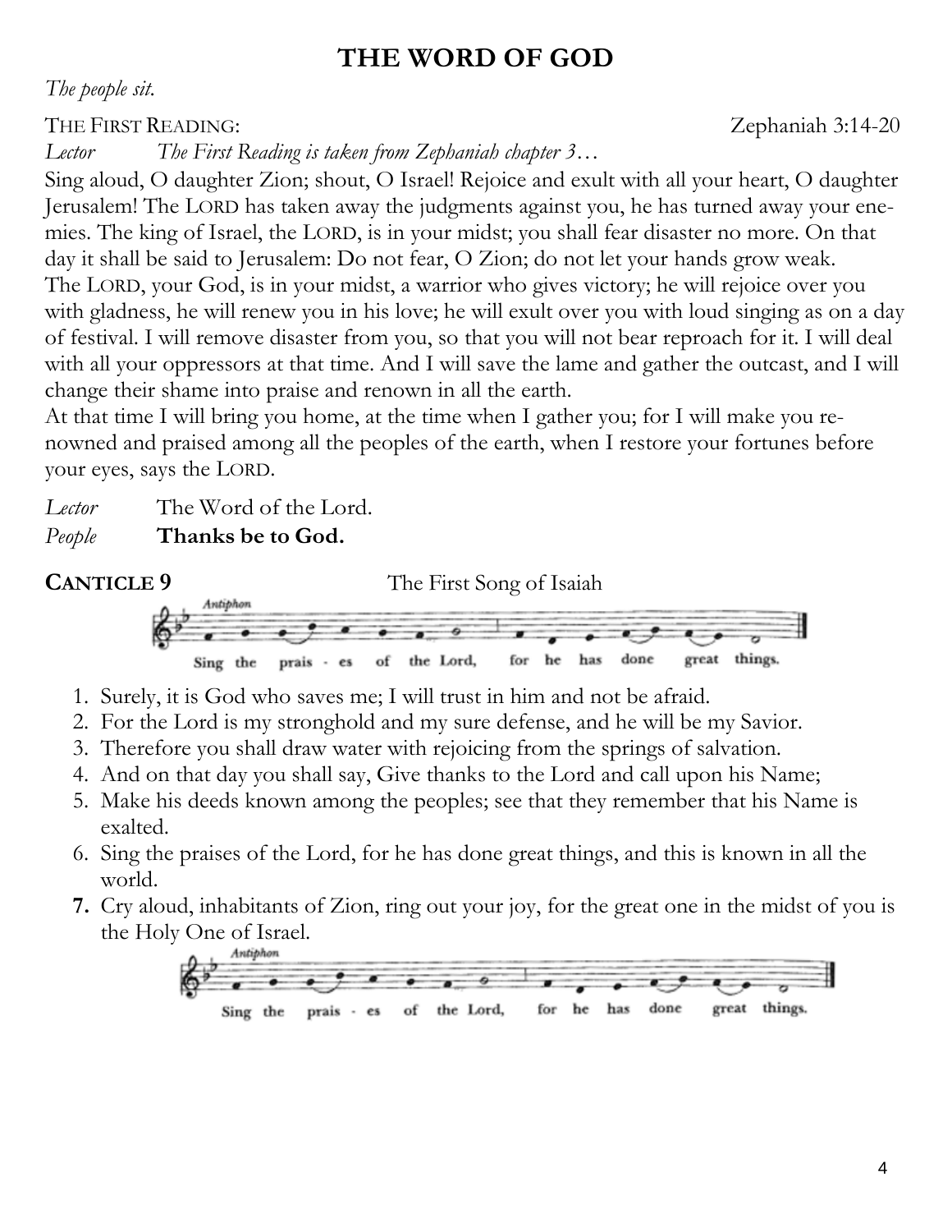# THE WORD OF GOD

*The people sit.*

THE FIRST READING: Zephaniah 3:14-20

*Lector* *The First Reading is taken from Zephaniah chapter 3…*

Sing aloud, O daughter Zion; shout, O Israel! Rejoice and exult with all your heart, O daughter Jerusalem! The LORD has taken away the judgments against you, he has turned away your enemies. The king of Israel, the LORD, is in your midst; you shall fear disaster no more. On that day it shall be said to Jerusalem: Do not fear, O Zion; do not let your hands grow weak. The LORD, your God, is in your midst, a warrior who gives victory; he will rejoice over you with gladness, he will renew you in his love; he will exult over you with loud singing as on a day of festival. I will remove disaster from you, so that you will not bear reproach for it. I will deal with all your oppressors at that time. And I will save the lame and gather the outcast, and I will change their shame into praise and renown in all the earth.
At that time I will bring you home, at the time when I gather you; for I will make you renowned and praised among all the peoples of the earth, when I restore your fortunes before your eyes, says the LORD.

*Lector* The Word of the Lord.
*People* **Thanks be to God.**

**CANTICLE 9** The First Song of Isaiah

Antiphon: Sing the prais - es of the Lord, for he has done great things.

1. Surely, it is God who saves me; I will trust in him and not be afraid.
2. For the Lord is my stronghold and my sure defense, and he will be my Savior.
3. Therefore you shall draw water with rejoicing from the springs of salvation.
4. And on that day you shall say, Give thanks to the Lord and call upon his Name;
5. Make his deeds known among the peoples; see that they remember that his Name is exalted.
6. Sing the praises of the Lord, for he has done great things, and this is known in all the world.
7. Cry aloud, inhabitants of Zion, ring out your joy, for the great one in the midst of you is the Holy One of Israel.

Antiphon: Sing the prais - es of the Lord, for he has done great things.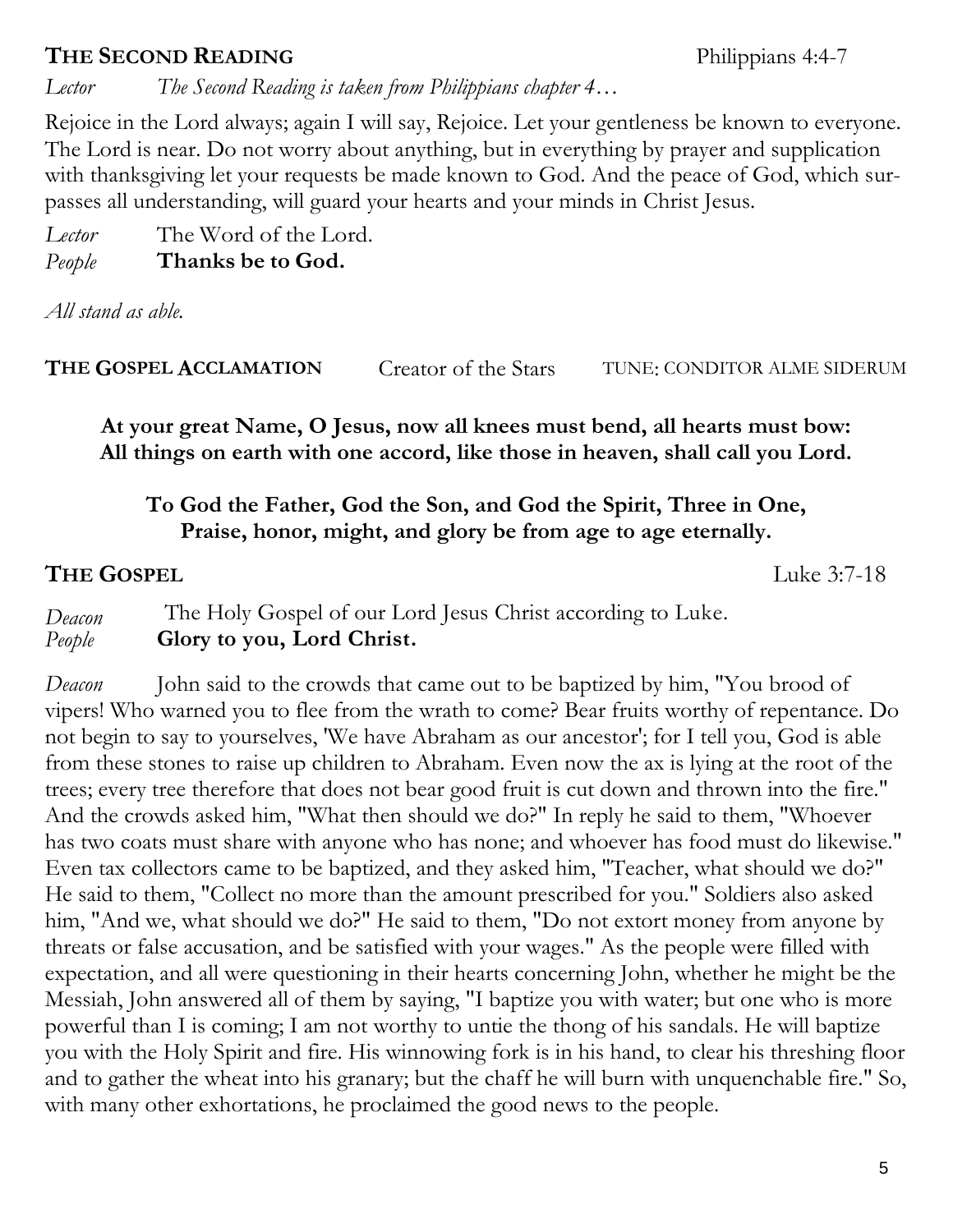## THE SECOND READING Philippians 4:4-7

*Lector* *The Second Reading is taken from Philippians chapter 4…*

Rejoice in the Lord always; again I will say, Rejoice. Let your gentleness be known to everyone. The Lord is near. Do not worry about anything, but in everything by prayer and supplication with thanksgiving let your requests be made known to God. And the peace of God, which surpasses all understanding, will guard your hearts and your minds in Christ Jesus.

*Lector* The Word of the Lord.
*People* **Thanks be to God.**

*All stand as able.*

## THE GOSPEL ACCLAMATION Creator of the Stars TUNE: CONDITOR ALME SIDERUM

**At your great Name, O Jesus, now all knees must bend, all hearts must bow:**
**All things on earth with one accord, like those in heaven, shall call you Lord.**

**To God the Father, God the Son, and God the Spirit, Three in One,**
**Praise, honor, might, and glory be from age to age eternally.**

## THE GOSPEL Luke 3:7-18

*Deacon* The Holy Gospel of our Lord Jesus Christ according to Luke.
*People* **Glory to you, Lord Christ.**

*Deacon* John said to the crowds that came out to be baptized by him, "You brood of vipers! Who warned you to flee from the wrath to come? Bear fruits worthy of repentance. Do not begin to say to yourselves, 'We have Abraham as our ancestor'; for I tell you, God is able from these stones to raise up children to Abraham. Even now the ax is lying at the root of the trees; every tree therefore that does not bear good fruit is cut down and thrown into the fire." And the crowds asked him, "What then should we do?" In reply he said to them, "Whoever has two coats must share with anyone who has none; and whoever has food must do likewise." Even tax collectors came to be baptized, and they asked him, "Teacher, what should we do?" He said to them, "Collect no more than the amount prescribed for you." Soldiers also asked him, "And we, what should we do?" He said to them, "Do not extort money from anyone by threats or false accusation, and be satisfied with your wages." As the people were filled with expectation, and all were questioning in their hearts concerning John, whether he might be the Messiah, John answered all of them by saying, "I baptize you with water; but one who is more powerful than I is coming; I am not worthy to untie the thong of his sandals. He will baptize you with the Holy Spirit and fire. His winnowing fork is in his hand, to clear his threshing floor and to gather the wheat into his granary; but the chaff he will burn with unquenchable fire." So, with many other exhortations, he proclaimed the good news to the people.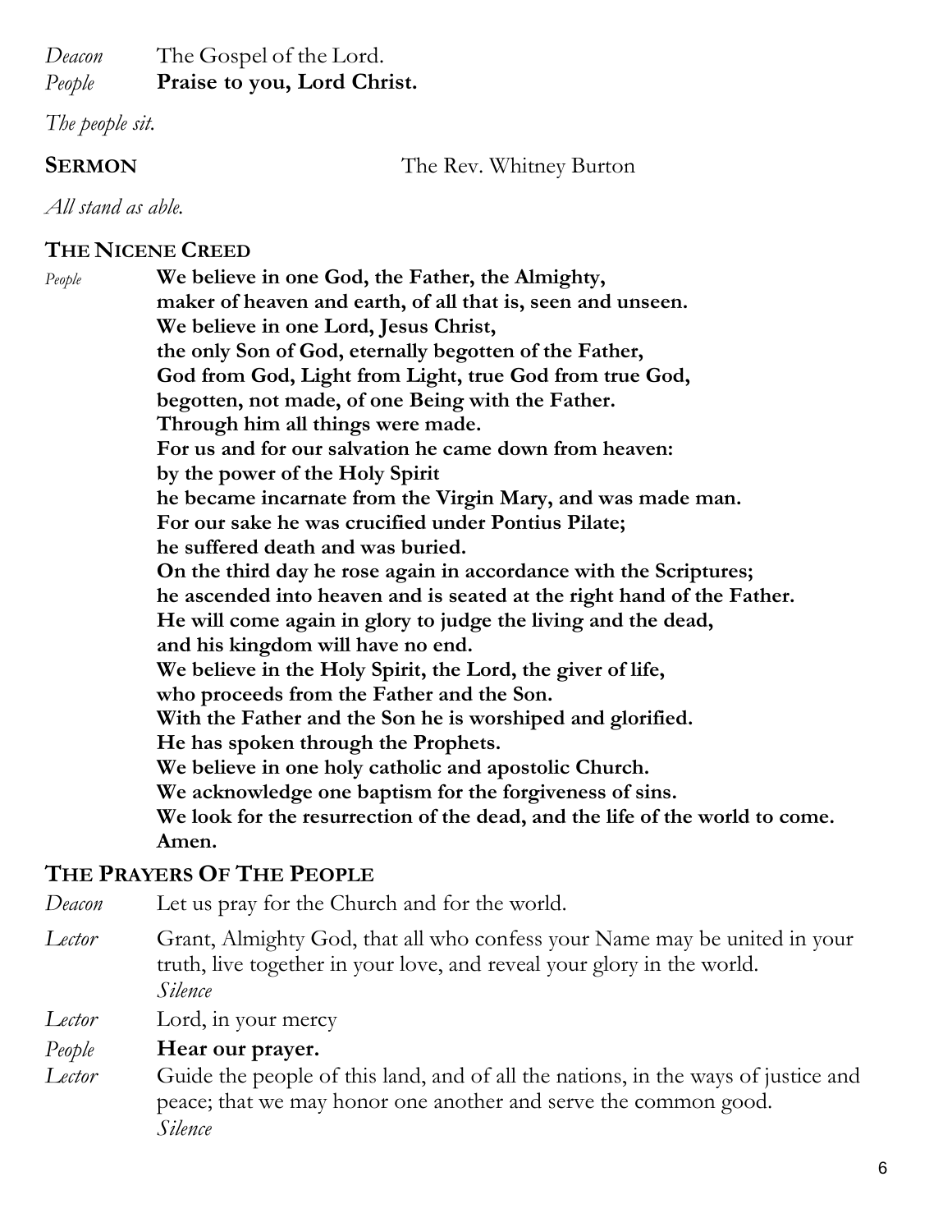*Deacon* The Gospel of the Lord.
*People* **Praise to you, Lord Christ.**

*The people sit.*

**SERMON** The Rev. Whitney Burton

*All stand as able.*

## THE NICENE CREED

*People* **We believe in one God, the Father, the Almighty,
maker of heaven and earth, of all that is, seen and unseen.
We believe in one Lord, Jesus Christ,
the only Son of God, eternally begotten of the Father,
God from God, Light from Light, true God from true God,
begotten, not made, of one Being with the Father.
Through him all things were made.
For us and for our salvation he came down from heaven:
by the power of the Holy Spirit
he became incarnate from the Virgin Mary, and was made man.
For our sake he was crucified under Pontius Pilate;
he suffered death and was buried.
On the third day he rose again in accordance with the Scriptures;
he ascended into heaven and is seated at the right hand of the Father.
He will come again in glory to judge the living and the dead,
and his kingdom will have no end.
We believe in the Holy Spirit, the Lord, the giver of life,
who proceeds from the Father and the Son.
With the Father and the Son he is worshiped and glorified.
He has spoken through the Prophets.
We believe in one holy catholic and apostolic Church.
We acknowledge one baptism for the forgiveness of sins.
We look for the resurrection of the dead, and the life of the world to come.
Amen.**

## THE PRAYERS OF THE PEOPLE

*Deacon* Let us pray for the Church and for the world.

*Lector* Grant, Almighty God, that all who confess your Name may be united in your truth, live together in your love, and reveal your glory in the world.
*Silence*

*Lector* Lord, in your mercy
*People* **Hear our prayer.**

*Lector* Guide the people of this land, and of all the nations, in the ways of justice and peace; that we may honor one another and serve the common good.
*Silence*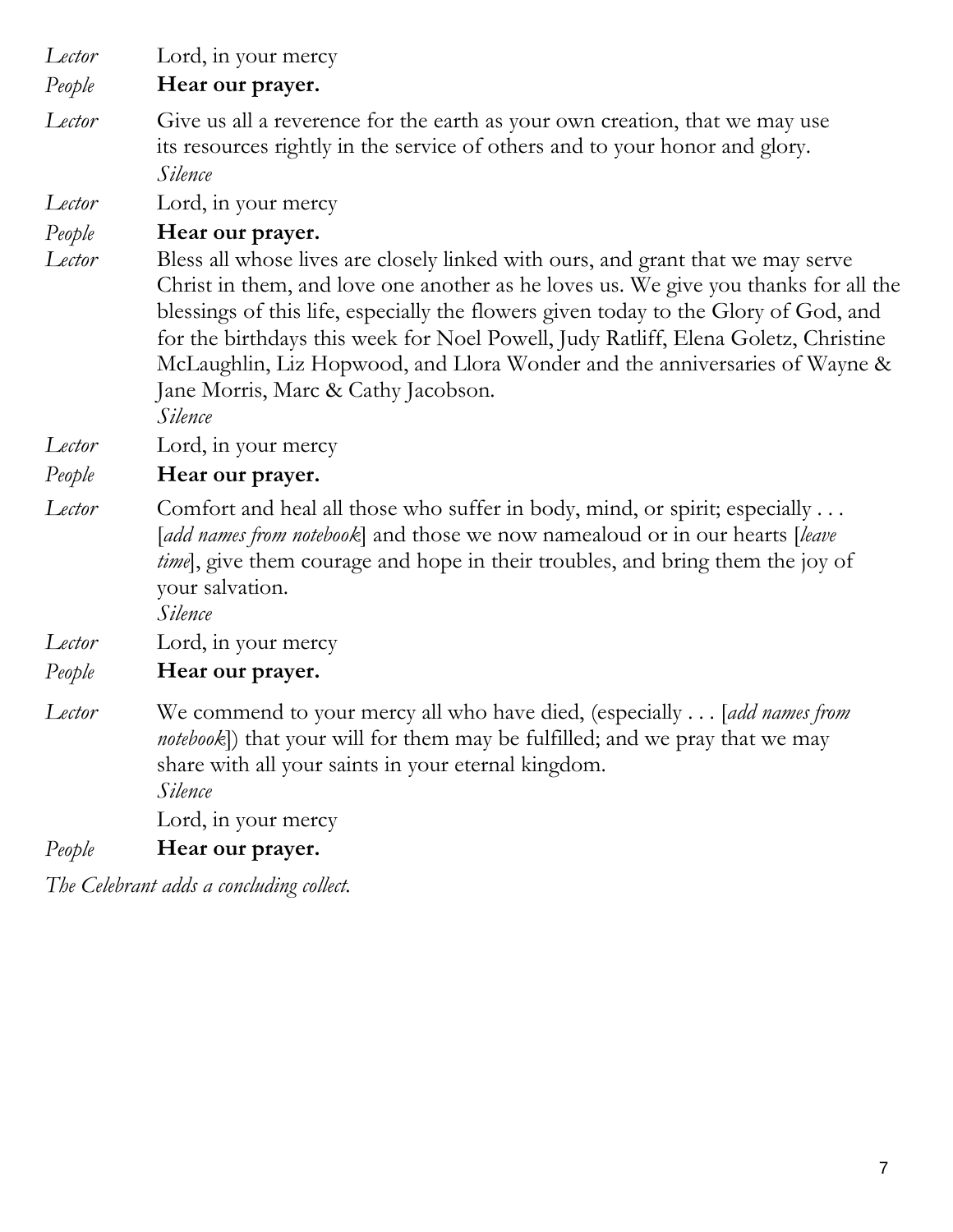*Lector* Lord, in your mercy

*People* **Hear our prayer.**

*Lector* Give us all a reverence for the earth as your own creation, that we may use its resources rightly in the service of others and to your honor and glory.
*Silence*

*Lector* Lord, in your mercy

*People* **Hear our prayer.**

*Lector* Bless all whose lives are closely linked with ours, and grant that we may serve Christ in them, and love one another as he loves us. We give you thanks for all the blessings of this life, especially the flowers given today to the Glory of God, and for the birthdays this week for Noel Powell, Judy Ratliff, Elena Goletz, Christine McLaughlin, Liz Hopwood, and Llora Wonder and the anniversaries of Wayne & Jane Morris, Marc & Cathy Jacobson.
*Silence*

*Lector* Lord, in your mercy

*People* **Hear our prayer.**

*Lector* Comfort and heal all those who suffer in body, mind, or spirit; especially . . . [*add names from notebook*] and those we now namealoud or in our hearts [*leave time*], give them courage and hope in their troubles, and bring them the joy of your salvation.
*Silence*

*Lector* Lord, in your mercy

*People* **Hear our prayer.**

*Lector* We commend to your mercy all who have died, (especially . . . [*add names from notebook*]) that your will for them may be fulfilled; and we pray that we may share with all your saints in your eternal kingdom.
*Silence*
Lord, in your mercy

*People* **Hear our prayer.**

*The Celebrant adds a concluding collect.*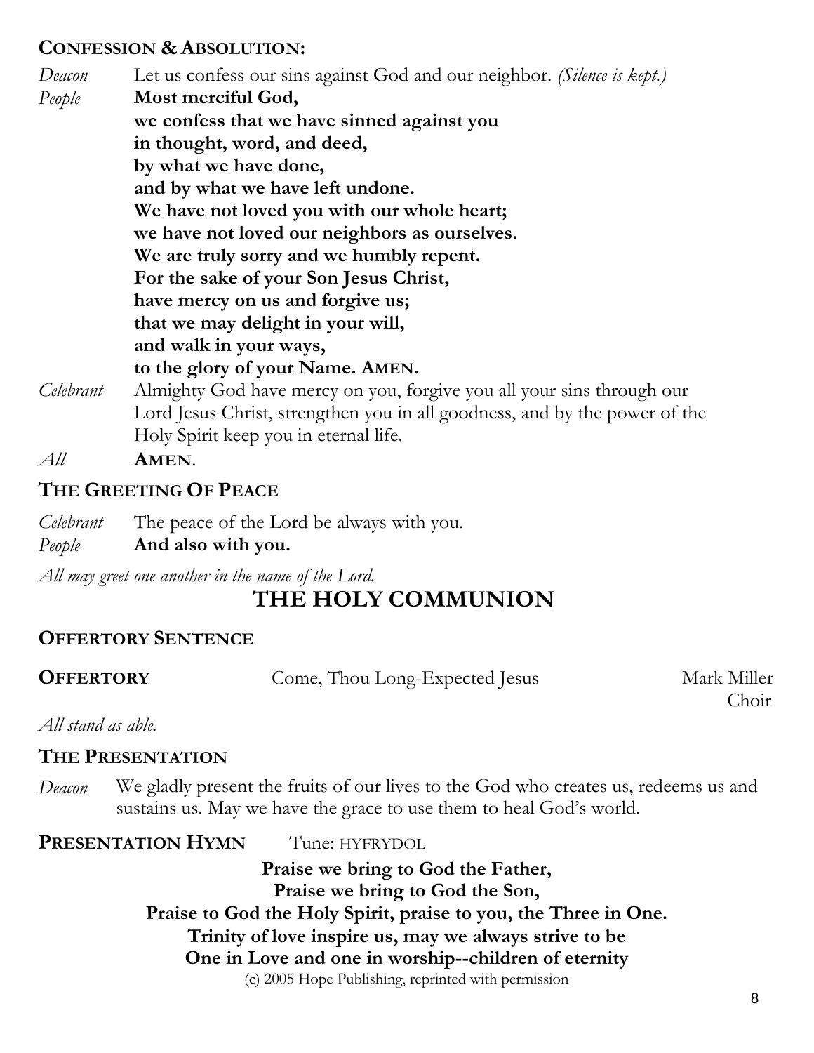## CONFESSION & ABSOLUTION:

*Deacon* Let us confess our sins against God and our neighbor. *(Silence is kept.)*

*People* **Most merciful God,**
**we confess that we have sinned against you**
**in thought, word, and deed,**
**by what we have done,**
**and by what we have left undone.**
**We have not loved you with our whole heart;**
**we have not loved our neighbors as ourselves.**
**We are truly sorry and we humbly repent.**
**For the sake of your Son Jesus Christ,**
**have mercy on us and forgive us;**
**that we may delight in your will,**
**and walk in your ways,**
**to the glory of your Name. AMEN.**

*Celebrant* Almighty God have mercy on you, forgive you all your sins through our Lord Jesus Christ, strengthen you in all goodness, and by the power of the Holy Spirit keep you in eternal life.

*All* **AMEN**.

## THE GREETING OF PEACE

*Celebrant* The peace of the Lord be always with you.

*People* **And also with you.**

*All may greet one another in the name of the Lord.*

# THE HOLY COMMUNION

## OFFERTORY SENTENCE

**OFFERTORY** Come, Thou Long-Expected Jesus — Mark Miller, Choir

*All stand as able.*

## THE PRESENTATION

*Deacon* We gladly present the fruits of our lives to the God who creates us, redeems us and sustains us. May we have the grace to use them to heal God's world.

**PRESENTATION HYMN** Tune: HYFRYDOL

**Praise we bring to God the Father,**
**Praise we bring to God the Son,**
**Praise to God the Holy Spirit, praise to you, the Three in One.**
**Trinity of love inspire us, may we always strive to be**
**One in Love and one in worship--children of eternity**

(c) 2005 Hope Publishing, reprinted with permission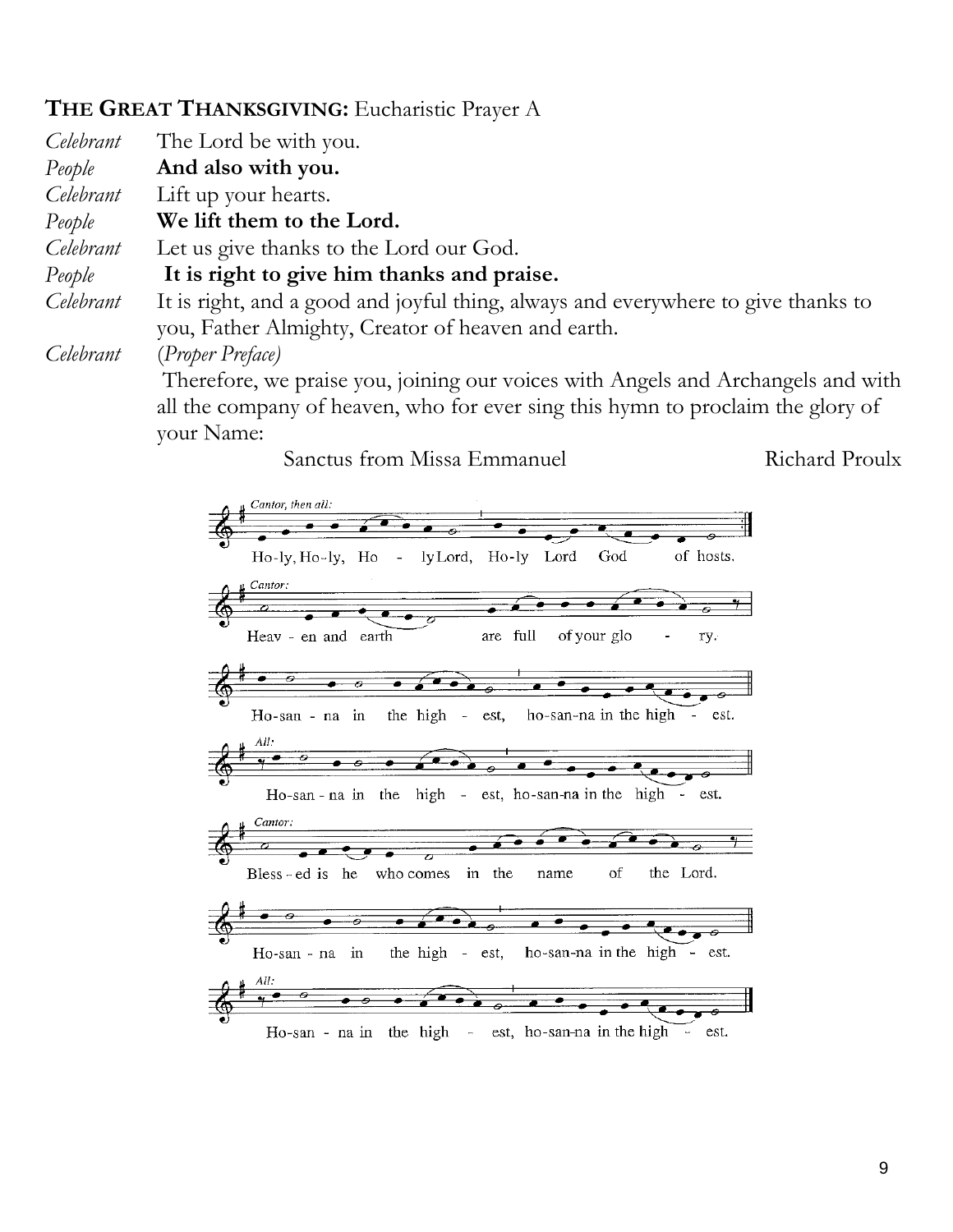**THE GREAT THANKSGIVING:** Eucharistic Prayer A

*Celebrant* The Lord be with you.
*People* **And also with you.**
*Celebrant* Lift up your hearts.
*People* **We lift them to the Lord.**
*Celebrant* Let us give thanks to the Lord our God.
*People* **It is right to give him thanks and praise.**
*Celebrant* It is right, and a good and joyful thing, always and everywhere to give thanks to you, Father Almighty, Creator of heaven and earth.
*Celebrant* (*Proper Preface*)
Therefore, we praise you, joining our voices with Angels and Archangels and with all the company of heaven, who for ever sing this hymn to proclaim the glory of your Name:

Sanctus from Missa Emmanuel — Richard Proulx

*Cantor, then all:*
Ho-ly, Ho-ly, Ho - ly Lord, Ho-ly Lord God of hosts.

*Cantor:*
Heav - en and earth are full of your glo - ry.

Ho-san - na in the high - est, ho-san-na in the high - est.

*All:*
Ho-san - na in the high - est, ho-san-na in the high - est.

*Cantor:*
Bless - ed is he who comes in the name of the Lord.

Ho-san - na in the high - est, ho-san-na in the high - est.

*All:*
Ho-san - na in the high - est, ho-san-na in the high - est.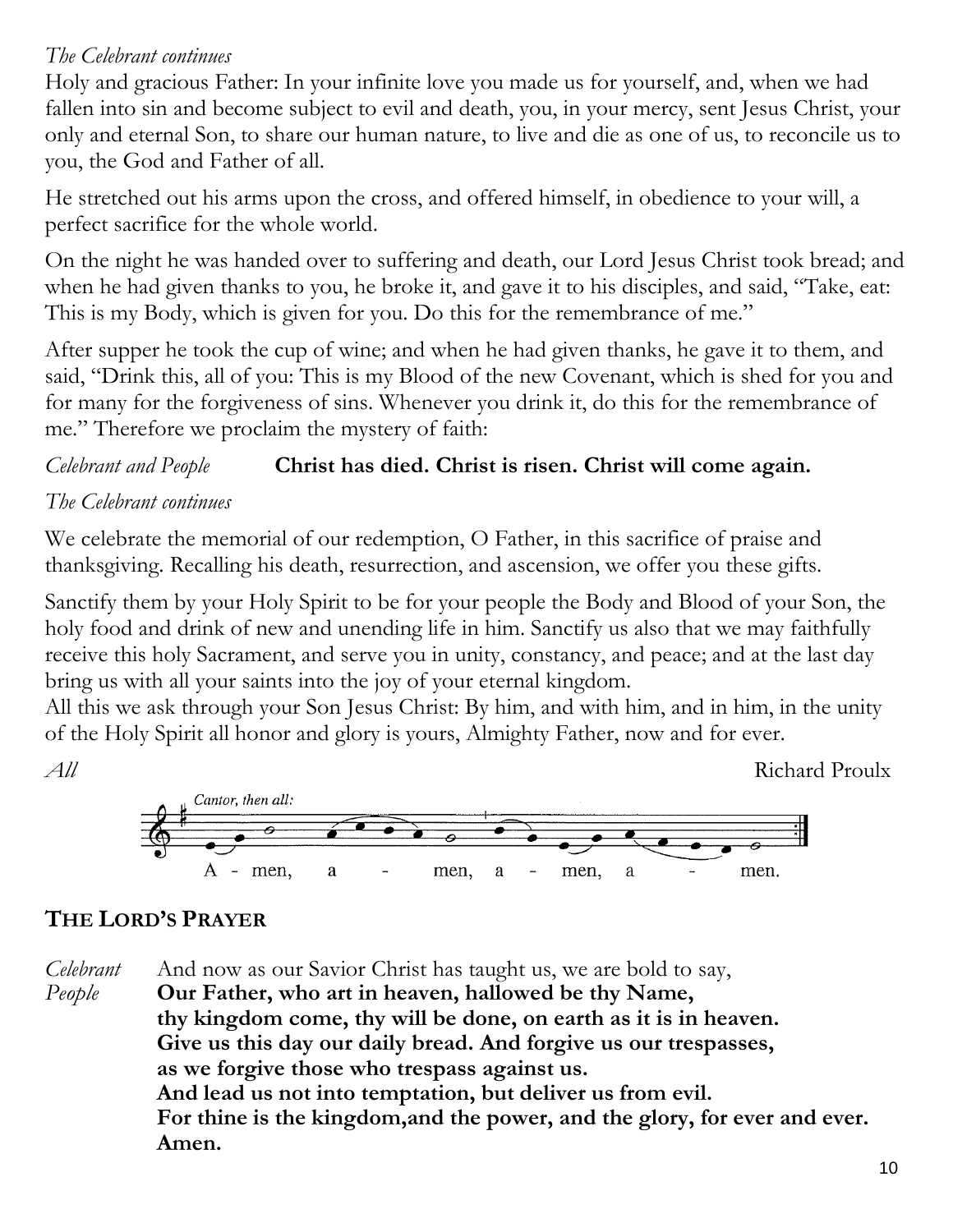*The Celebrant continues*

Holy and gracious Father: In your infinite love you made us for yourself, and, when we had fallen into sin and become subject to evil and death, you, in your mercy, sent Jesus Christ, your only and eternal Son, to share our human nature, to live and die as one of us, to reconcile us to you, the God and Father of all.

He stretched out his arms upon the cross, and offered himself, in obedience to your will, a perfect sacrifice for the whole world.

On the night he was handed over to suffering and death, our Lord Jesus Christ took bread; and when he had given thanks to you, he broke it, and gave it to his disciples, and said, "Take, eat: This is my Body, which is given for you. Do this for the remembrance of me."

After supper he took the cup of wine; and when he had given thanks, he gave it to them, and said, "Drink this, all of you: This is my Blood of the new Covenant, which is shed for you and for many for the forgiveness of sins. Whenever you drink it, do this for the remembrance of me." Therefore we proclaim the mystery of faith:

*Celebrant and People* **Christ has died. Christ is risen. Christ will come again.**

*The Celebrant continues*

We celebrate the memorial of our redemption, O Father, in this sacrifice of praise and thanksgiving. Recalling his death, resurrection, and ascension, we offer you these gifts.

Sanctify them by your Holy Spirit to be for your people the Body and Blood of your Son, the holy food and drink of new and unending life in him. Sanctify us also that we may faithfully receive this holy Sacrament, and serve you in unity, constancy, and peace; and at the last day bring us with all your saints into the joy of your eternal kingdom.

All this we ask through your Son Jesus Christ: By him, and with him, and in him, in the unity of the Holy Spirit all honor and glory is yours, Almighty Father, now and for ever.

*All* Richard Proulx

Cantor, then all:

A - men, a - men, a - men, a - men.

## THE LORD'S PRAYER

*Celebrant* And now as our Savior Christ has taught us, we are bold to say,

*People* **Our Father, who art in heaven, hallowed be thy Name,
thy kingdom come, thy will be done, on earth as it is in heaven.
Give us this day our daily bread. And forgive us our trespasses,
as we forgive those who trespass against us.
And lead us not into temptation, but deliver us from evil.
For thine is the kingdom,and the power, and the glory, for ever and ever.
Amen.**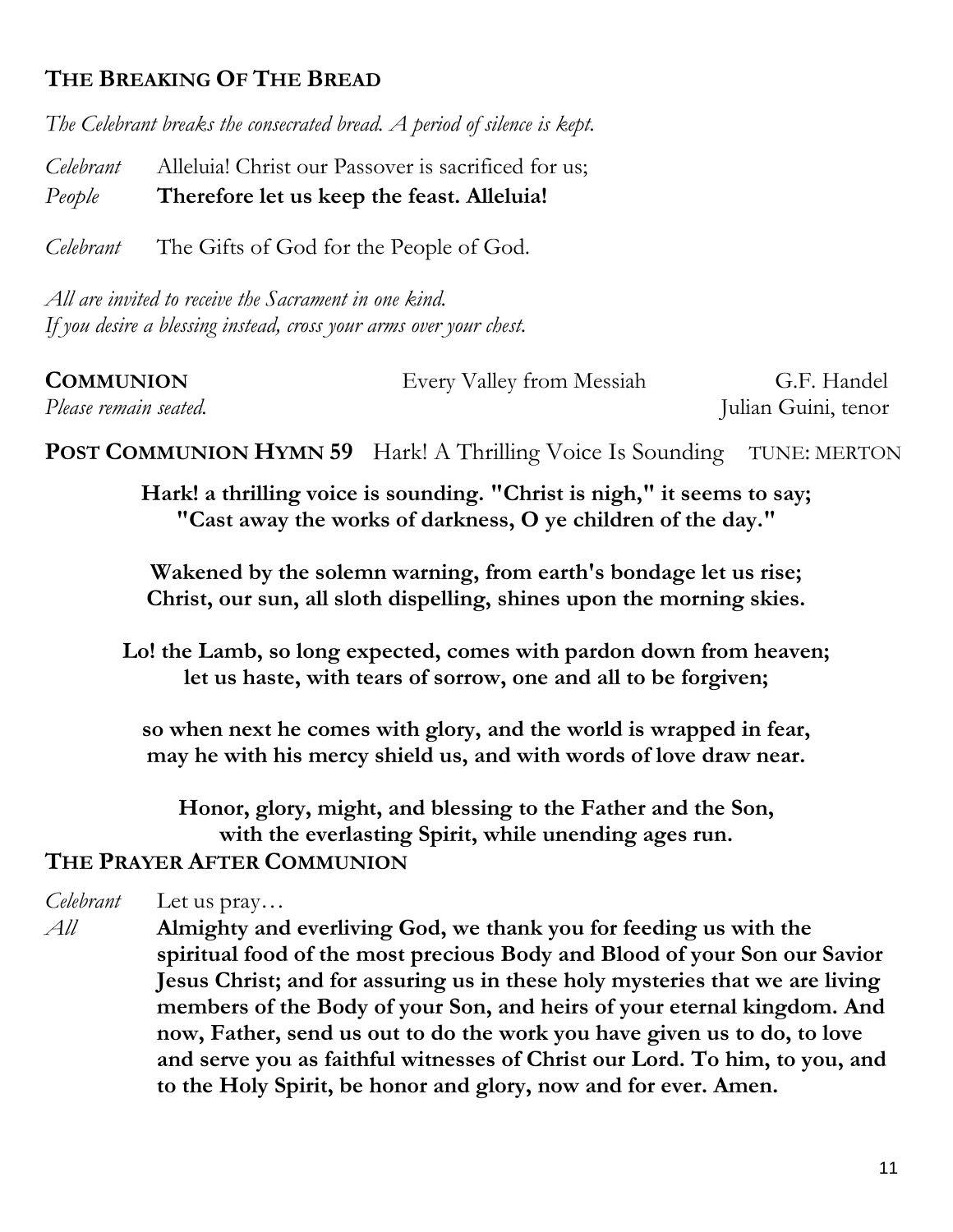## THE BREAKING OF THE BREAD

*The Celebrant breaks the consecrated bread. A period of silence is kept.*

*Celebrant* Alleluia! Christ our Passover is sacrificed for us;
*People* **Therefore let us keep the feast. Alleluia!**

*Celebrant* The Gifts of God for the People of God.

*All are invited to receive the Sacrament in one kind.*
*If you desire a blessing instead, cross your arms over your chest.*

**COMMUNION** Every Valley from Messiah G.F. Handel
*Please remain seated.* Julian Guini, tenor

**POST COMMUNION HYMN 59** Hark! A Thrilling Voice Is Sounding TUNE: MERTON

**Hark! a thrilling voice is sounding. "Christ is nigh," it seems to say;**
**"Cast away the works of darkness, O ye children of the day."**

**Wakened by the solemn warning, from earth's bondage let us rise;**
**Christ, our sun, all sloth dispelling, shines upon the morning skies.**

**Lo! the Lamb, so long expected, comes with pardon down from heaven;**
**let us haste, with tears of sorrow, one and all to be forgiven;**

**so when next he comes with glory, and the world is wrapped in fear,**
**may he with his mercy shield us, and with words of love draw near.**

**Honor, glory, might, and blessing to the Father and the Son,**
**with the everlasting Spirit, while unending ages run.**

## THE PRAYER AFTER COMMUNION

*Celebrant* Let us pray…
*All* **Almighty and everliving God, we thank you for feeding us with the spiritual food of the most precious Body and Blood of your Son our Savior Jesus Christ; and for assuring us in these holy mysteries that we are living members of the Body of your Son, and heirs of your eternal kingdom. And now, Father, send us out to do the work you have given us to do, to love and serve you as faithful witnesses of Christ our Lord. To him, to you, and to the Holy Spirit, be honor and glory, now and for ever. Amen.**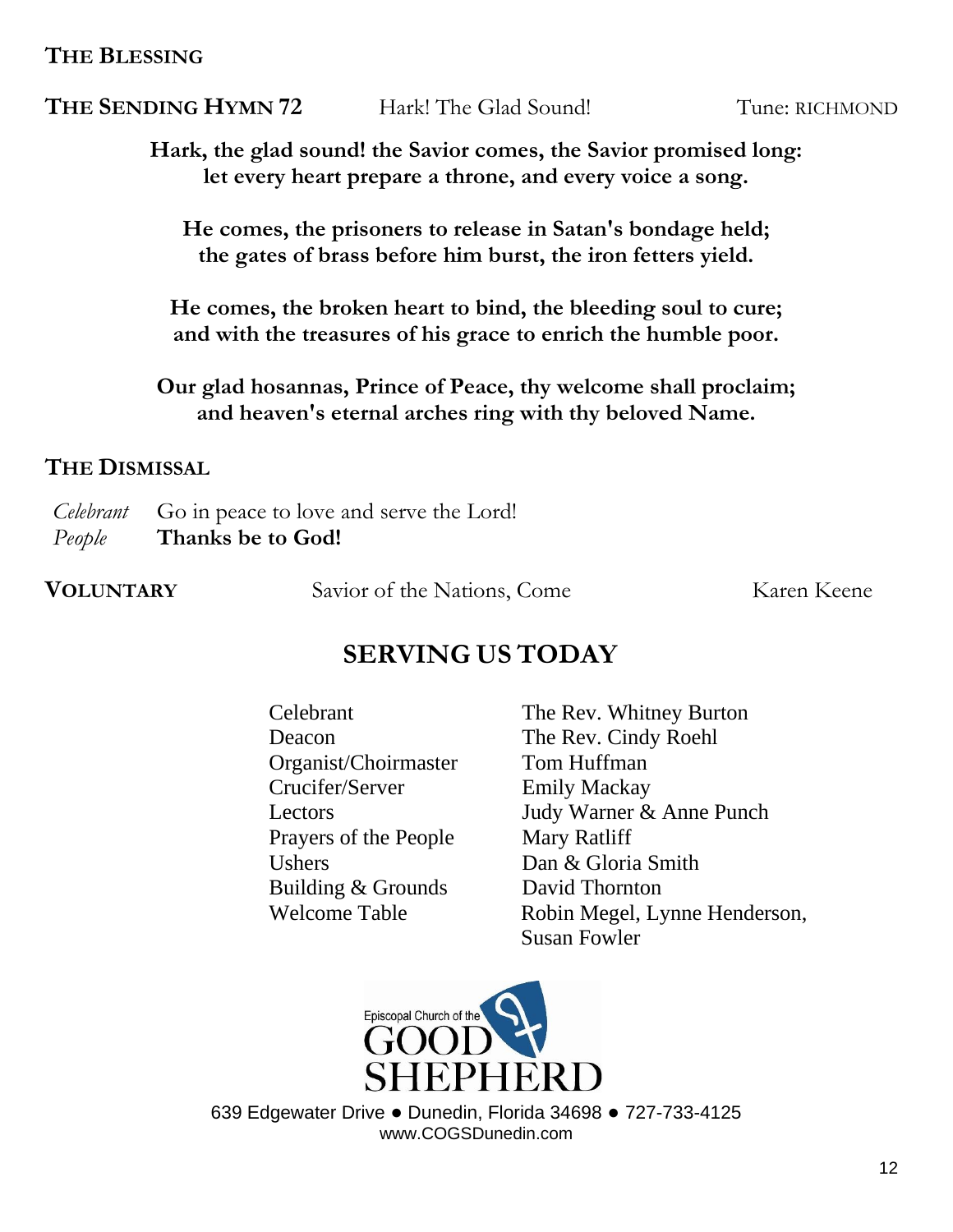**THE BLESSING**

**THE SENDING HYMN 72** Hark! The Glad Sound! Tune: RICHMOND

**Hark, the glad sound! the Savior comes, the Savior promised long:**
**let every heart prepare a throne, and every voice a song.**

**He comes, the prisoners to release in Satan's bondage held;**
**the gates of brass before him burst, the iron fetters yield.**

**He comes, the broken heart to bind, the bleeding soul to cure;**
**and with the treasures of his grace to enrich the humble poor.**

**Our glad hosannas, Prince of Peace, thy welcome shall proclaim;**
**and heaven's eternal arches ring with thy beloved Name.**

**THE DISMISSAL**

*Celebrant* Go in peace to love and serve the Lord!
*People* **Thanks be to God!**

**VOLUNTARY** Savior of the Nations, Come Karen Keene

## SERVING US TODAY

| | |
|---|---|
| Celebrant | The Rev. Whitney Burton |
| Deacon | The Rev. Cindy Roehl |
| Organist/Choirmaster | Tom Huffman |
| Crucifer/Server | Emily Mackay |
| Lectors | Judy Warner & Anne Punch |
| Prayers of the People | Mary Ratliff |
| Ushers | Dan & Gloria Smith |
| Building & Grounds | David Thornton |
| Welcome Table | Robin Megel, Lynne Henderson, Susan Fowler |

Episcopal Church of the GOOD SHEPHERD

639 Edgewater Drive ● Dunedin, Florida 34698 ● 727-733-4125
www.COGSDunedin.com